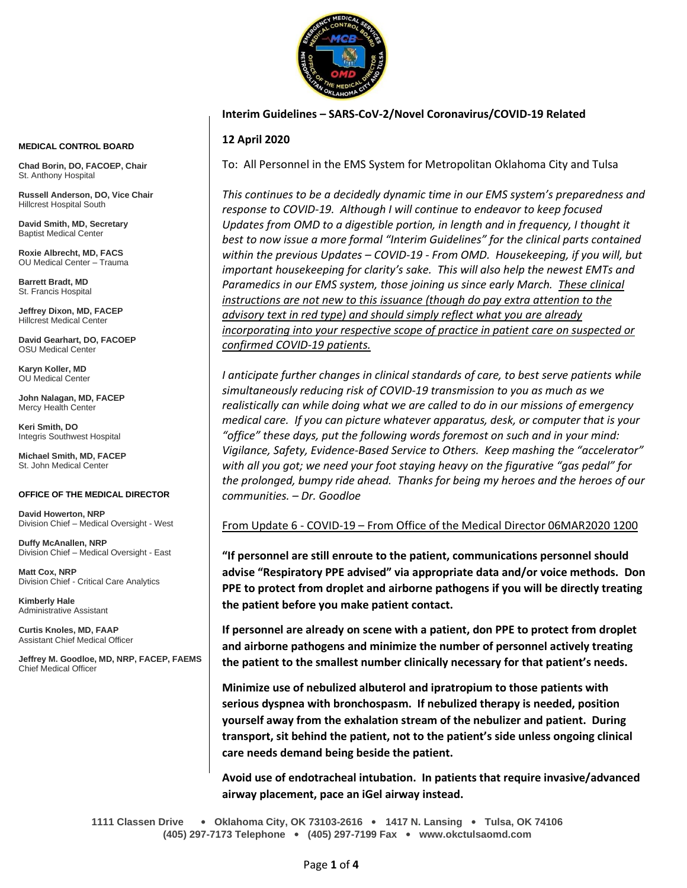**MEDICAL CONTROL BOARD**

**Chad Borin, DO, FACOEP, Chair**
St. Anthony Hospital

**Russell Anderson, DO, Vice Chair**
Hillcrest Hospital South

**David Smith, MD, Secretary**
Baptist Medical Center

**Roxie Albrecht, MD, FACS**
OU Medical Center – Trauma

**Barrett Bradt, MD**
St. Francis Hospital

**Jeffrey Dixon, MD, FACEP**
Hillcrest Medical Center

**David Gearhart, DO, FACOEP**
OSU Medical Center

**Karyn Koller, MD**
OU Medical Center

**John Nalagan, MD, FACEP**
Mercy Health Center

**Keri Smith, DO**
Integris Southwest Hospital

**Michael Smith, MD, FACEP**
St. John Medical Center

**OFFICE OF THE MEDICAL DIRECTOR**

**David Howerton, NRP**
Division Chief – Medical Oversight - West

**Duffy McAnallen, NRP**
Division Chief – Medical Oversight - East

**Matt Cox, NRP**
Division Chief - Critical Care Analytics

**Kimberly Hale**
Administrative Assistant

**Curtis Knoles, MD, FAAP**
Assistant Chief Medical Officer

**Jeffrey M. Goodloe, MD, NRP, FACEP, FAEMS**
Chief Medical Officer

**Interim Guidelines – SARS-CoV-2/Novel Coronavirus/COVID-19 Related**

**12 April 2020**

To: All Personnel in the EMS System for Metropolitan Oklahoma City and Tulsa

*This continues to be a decidedly dynamic time in our EMS system's preparedness and response to COVID-19. Although I will continue to endeavor to keep focused Updates from OMD to a digestible portion, in length and in frequency, I thought it best to now issue a more formal "Interim Guidelines" for the clinical parts contained within the previous Updates – COVID-19 - From OMD. Housekeeping, if you will, but important housekeeping for clarity's sake. This will also help the newest EMTs and Paramedics in our EMS system, those joining us since early March. <u>These clinical instructions are not new to this issuance (though do pay extra attention to the advisory text in red type) and should simply reflect what you are already incorporating into your respective scope of practice in patient care on suspected or confirmed COVID-19 patients.</u>*

*I anticipate further changes in clinical standards of care, to best serve patients while simultaneously reducing risk of COVID-19 transmission to you as much as we realistically can while doing what we are called to do in our missions of emergency medical care. If you can picture whatever apparatus, desk, or computer that is your "office" these days, put the following words foremost on such and in your mind: Vigilance, Safety, Evidence-Based Service to Others. Keep mashing the "accelerator" with all you got; we need your foot staying heavy on the figurative "gas pedal" for the prolonged, bumpy ride ahead. Thanks for being my heroes and the heroes of our communities. – Dr. Goodloe*

<u>From Update 6 - COVID-19 – From Office of the Medical Director 06MAR2020 1200</u>

**"If personnel are still enroute to the patient, communications personnel should advise "Respiratory PPE advised" via appropriate data and/or voice methods. Don PPE to protect from droplet and airborne pathogens if you will be directly treating the patient before you make patient contact.**

**If personnel are already on scene with a patient, don PPE to protect from droplet and airborne pathogens and minimize the number of personnel actively treating the patient to the smallest number clinically necessary for that patient's needs.**

**Minimize use of nebulized albuterol and ipratropium to those patients with serious dyspnea with bronchospasm. If nebulized therapy is needed, position yourself away from the exhalation stream of the nebulizer and patient. During transport, sit behind the patient, not to the patient's side unless ongoing clinical care needs demand being beside the patient.**

**Avoid use of endotracheal intubation. In patients that require invasive/advanced airway placement, pace an iGel airway instead.**

1111 Classen Drive • Oklahoma City, OK 73103-2616 • 1417 N. Lansing • Tulsa, OK 74106
(405) 297-7173 Telephone • (405) 297-7199 Fax • www.okctulsaomd.com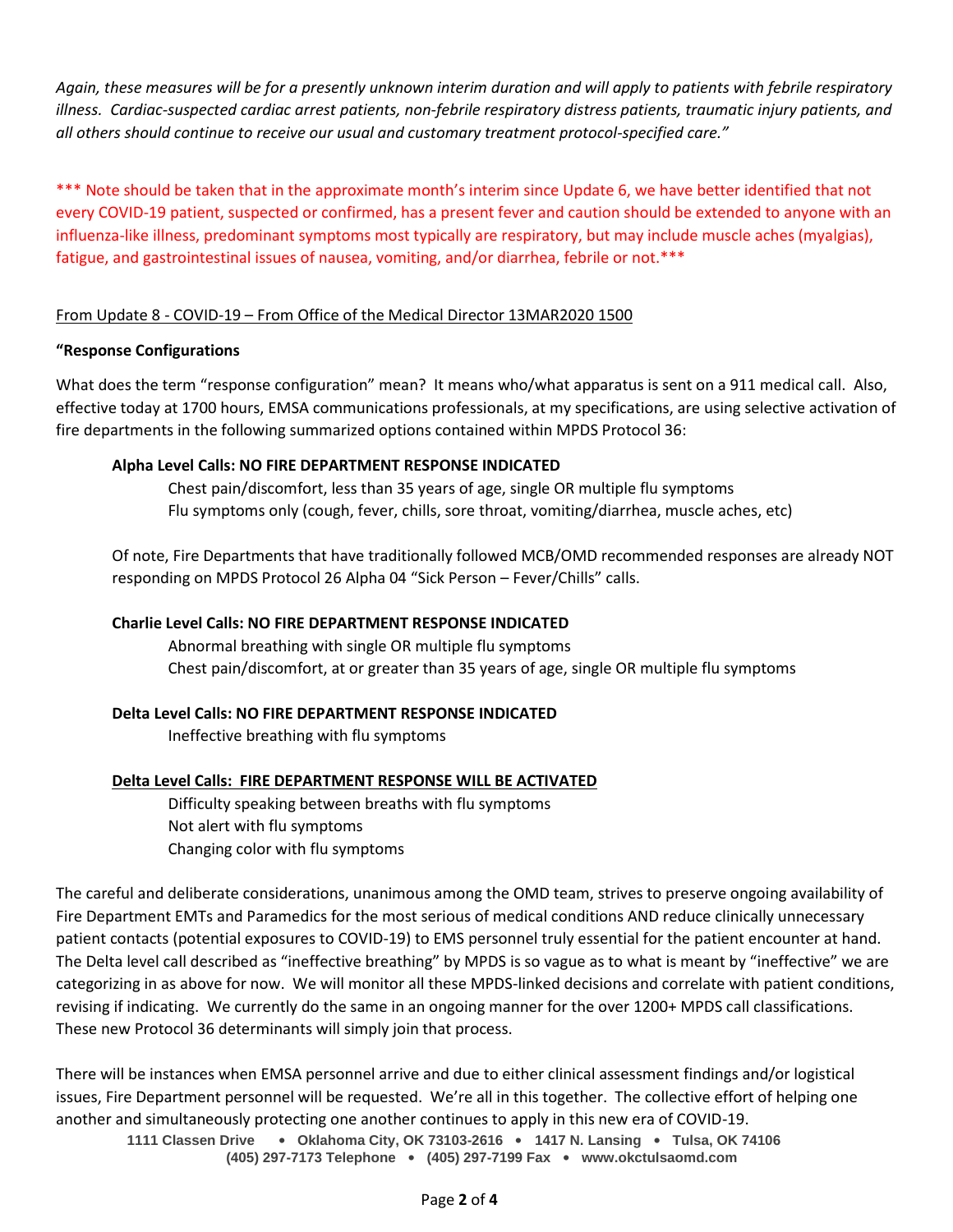*Again, these measures will be for a presently unknown interim duration and will apply to patients with febrile respiratory illness. Cardiac-suspected cardiac arrest patients, non-febrile respiratory distress patients, traumatic injury patients, and all others should continue to receive our usual and customary treatment protocol-specified care."*

*** Note should be taken that in the approximate month's interim since Update 6, we have better identified that not every COVID-19 patient, suspected or confirmed, has a present fever and caution should be extended to anyone with an influenza-like illness, predominant symptoms most typically are respiratory, but may include muscle aches (myalgias), fatigue, and gastrointestinal issues of nausea, vomiting, and/or diarrhea, febrile or not.***

From Update 8 - COVID-19 – From Office of the Medical Director 13MAR2020 1500

**"Response Configurations**

What does the term "response configuration" mean? It means who/what apparatus is sent on a 911 medical call. Also, effective today at 1700 hours, EMSA communications professionals, at my specifications, are using selective activation of fire departments in the following summarized options contained within MPDS Protocol 36:

**Alpha Level Calls: NO FIRE DEPARTMENT RESPONSE INDICATED**

Chest pain/discomfort, less than 35 years of age, single OR multiple flu symptoms
Flu symptoms only (cough, fever, chills, sore throat, vomiting/diarrhea, muscle aches, etc)

Of note, Fire Departments that have traditionally followed MCB/OMD recommended responses are already NOT responding on MPDS Protocol 26 Alpha 04 "Sick Person – Fever/Chills" calls.

**Charlie Level Calls: NO FIRE DEPARTMENT RESPONSE INDICATED**

Abnormal breathing with single OR multiple flu symptoms
Chest pain/discomfort, at or greater than 35 years of age, single OR multiple flu symptoms

**Delta Level Calls: NO FIRE DEPARTMENT RESPONSE INDICATED**

Ineffective breathing with flu symptoms

**Delta Level Calls: FIRE DEPARTMENT RESPONSE WILL BE ACTIVATED**

Difficulty speaking between breaths with flu symptoms
Not alert with flu symptoms
Changing color with flu symptoms

The careful and deliberate considerations, unanimous among the OMD team, strives to preserve ongoing availability of Fire Department EMTs and Paramedics for the most serious of medical conditions AND reduce clinically unnecessary patient contacts (potential exposures to COVID-19) to EMS personnel truly essential for the patient encounter at hand. The Delta level call described as "ineffective breathing" by MPDS is so vague as to what is meant by "ineffective" we are categorizing in as above for now. We will monitor all these MPDS-linked decisions and correlate with patient conditions, revising if indicating. We currently do the same in an ongoing manner for the over 1200+ MPDS call classifications. These new Protocol 36 determinants will simply join that process.

There will be instances when EMSA personnel arrive and due to either clinical assessment findings and/or logistical issues, Fire Department personnel will be requested. We're all in this together. The collective effort of helping one another and simultaneously protecting one another continues to apply in this new era of COVID-19.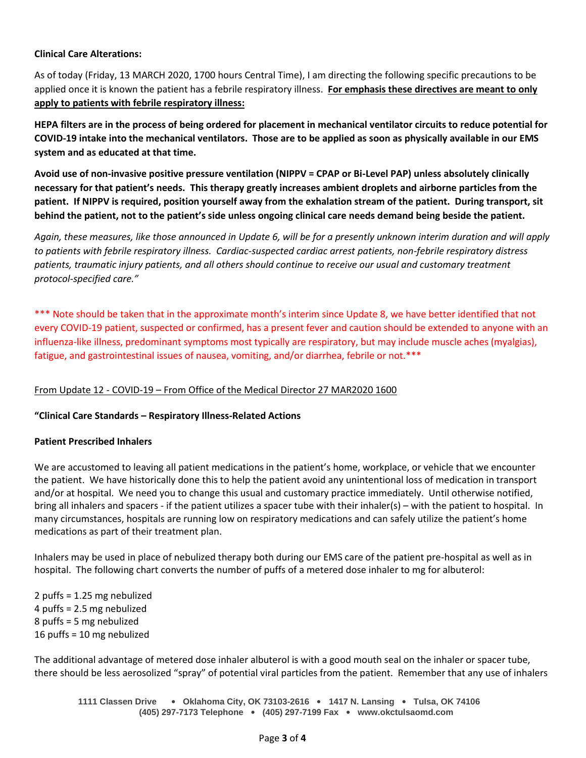**Clinical Care Alterations:**

As of today (Friday, 13 MARCH 2020, 1700 hours Central Time), I am directing the following specific precautions to be applied once it is known the patient has a febrile respiratory illness. **For emphasis these directives are meant to only apply to patients with febrile respiratory illness:**

**HEPA filters are in the process of being ordered for placement in mechanical ventilator circuits to reduce potential for COVID-19 intake into the mechanical ventilators. Those are to be applied as soon as physically available in our EMS system and as educated at that time.**

**Avoid use of non-invasive positive pressure ventilation (NIPPV = CPAP or Bi-Level PAP) unless absolutely clinically necessary for that patient's needs. This therapy greatly increases ambient droplets and airborne particles from the patient. If NIPPV is required, position yourself away from the exhalation stream of the patient. During transport, sit behind the patient, not to the patient's side unless ongoing clinical care needs demand being beside the patient.**

*Again, these measures, like those announced in Update 6, will be for a presently unknown interim duration and will apply to patients with febrile respiratory illness. Cardiac-suspected cardiac arrest patients, non-febrile respiratory distress patients, traumatic injury patients, and all others should continue to receive our usual and customary treatment protocol-specified care."*

*** Note should be taken that in the approximate month's interim since Update 8, we have better identified that not every COVID-19 patient, suspected or confirmed, has a present fever and caution should be extended to anyone with an influenza-like illness, predominant symptoms most typically are respiratory, but may include muscle aches (myalgias), fatigue, and gastrointestinal issues of nausea, vomiting, and/or diarrhea, febrile or not.***

From Update 12 - COVID-19 – From Office of the Medical Director 27 MAR2020 1600

**"Clinical Care Standards – Respiratory Illness-Related Actions**

**Patient Prescribed Inhalers**

We are accustomed to leaving all patient medications in the patient's home, workplace, or vehicle that we encounter the patient. We have historically done this to help the patient avoid any unintentional loss of medication in transport and/or at hospital. We need you to change this usual and customary practice immediately. Until otherwise notified, bring all inhalers and spacers - if the patient utilizes a spacer tube with their inhaler(s) – with the patient to hospital. In many circumstances, hospitals are running low on respiratory medications and can safely utilize the patient's home medications as part of their treatment plan.

Inhalers may be used in place of nebulized therapy both during our EMS care of the patient pre-hospital as well as in hospital. The following chart converts the number of puffs of a metered dose inhaler to mg for albuterol:

2 puffs = 1.25 mg nebulized
4 puffs = 2.5 mg nebulized
8 puffs = 5 mg nebulized
16 puffs = 10 mg nebulized

The additional advantage of metered dose inhaler albuterol is with a good mouth seal on the inhaler or spacer tube, there should be less aerosolized "spray" of potential viral particles from the patient. Remember that any use of inhalers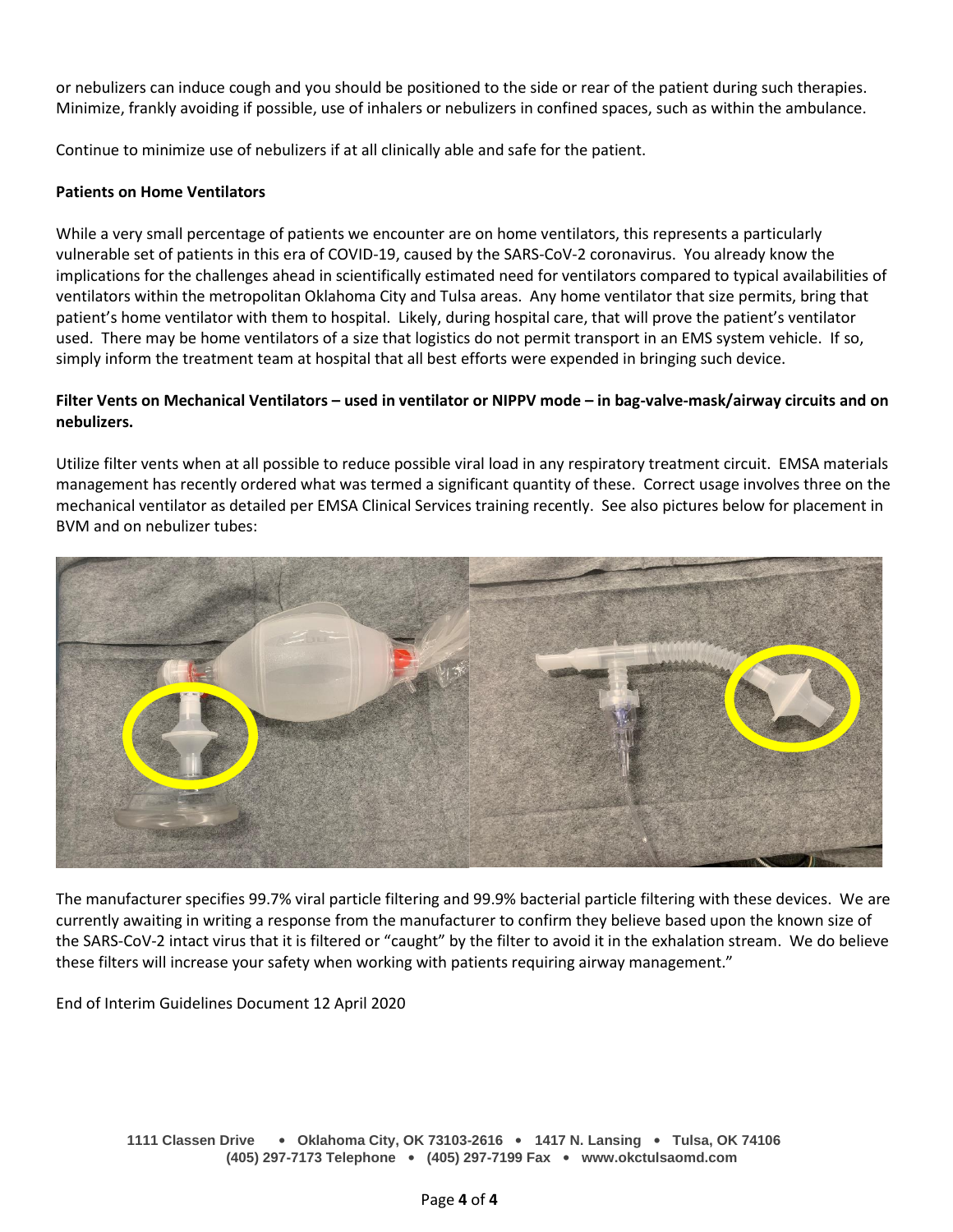or nebulizers can induce cough and you should be positioned to the side or rear of the patient during such therapies. Minimize, frankly avoiding if possible, use of inhalers or nebulizers in confined spaces, such as within the ambulance.

Continue to minimize use of nebulizers if at all clinically able and safe for the patient.

**Patients on Home Ventilators**

While a very small percentage of patients we encounter are on home ventilators, this represents a particularly vulnerable set of patients in this era of COVID-19, caused by the SARS-CoV-2 coronavirus. You already know the implications for the challenges ahead in scientifically estimated need for ventilators compared to typical availabilities of ventilators within the metropolitan Oklahoma City and Tulsa areas. Any home ventilator that size permits, bring that patient's home ventilator with them to hospital. Likely, during hospital care, that will prove the patient's ventilator used. There may be home ventilators of a size that logistics do not permit transport in an EMS system vehicle. If so, simply inform the treatment team at hospital that all best efforts were expended in bringing such device.

**Filter Vents on Mechanical Ventilators – used in ventilator or NIPPV mode – in bag-valve-mask/airway circuits and on nebulizers.**

Utilize filter vents when at all possible to reduce possible viral load in any respiratory treatment circuit. EMSA materials management has recently ordered what was termed a significant quantity of these. Correct usage involves three on the mechanical ventilator as detailed per EMSA Clinical Services training recently. See also pictures below for placement in BVM and on nebulizer tubes:

The manufacturer specifies 99.7% viral particle filtering and 99.9% bacterial particle filtering with these devices. We are currently awaiting in writing a response from the manufacturer to confirm they believe based upon the known size of the SARS-CoV-2 intact virus that it is filtered or "caught" by the filter to avoid it in the exhalation stream. We do believe these filters will increase your safety when working with patients requiring airway management."

End of Interim Guidelines Document 12 April 2020

**1111 Classen Drive • Oklahoma City, OK 73103-2616 • 1417 N. Lansing • Tulsa, OK 74106**
**(405) 297-7173 Telephone • (405) 297-7199 Fax • www.okctulsaomd.com**